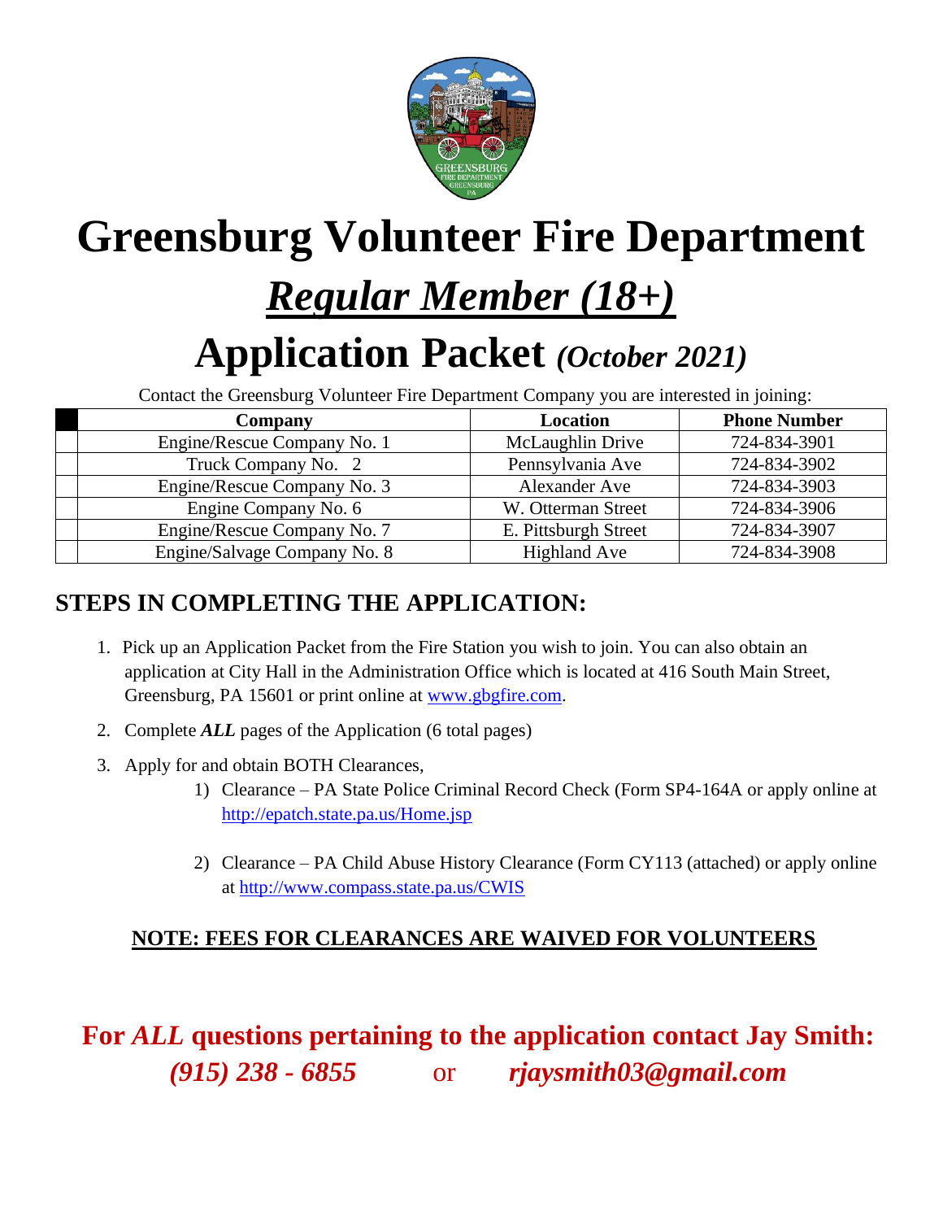# Greensburg Volunteer Fire Department

# *Regular Member (18+)*

# Application Packet *(October 2021)*

Contact the Greensburg Volunteer Fire Department Company you are interested in joining:

| | Company | Location | Phone Number |
|---|---|---|---|
| | Engine/Rescue Company No. 1 | McLaughlin Drive | 724-834-3901 |
| | Truck Company No. 2 | Pennsylvania Ave | 724-834-3902 |
| | Engine/Rescue Company No. 3 | Alexander Ave | 724-834-3903 |
| | Engine Company No. 6 | W. Otterman Street | 724-834-3906 |
| | Engine/Rescue Company No. 7 | E. Pittsburgh Street | 724-834-3907 |
| | Engine/Salvage Company No. 8 | Highland Ave | 724-834-3908 |

## STEPS IN COMPLETING THE APPLICATION:

1. Pick up an Application Packet from the Fire Station you wish to join. You can also obtain an application at City Hall in the Administration Office which is located at 416 South Main Street, Greensburg, PA 15601 or print online at www.gbgfire.com.
2. Complete ***ALL*** pages of the Application (6 total pages)
3. Apply for and obtain BOTH Clearances,
   1) Clearance – PA State Police Criminal Record Check (Form SP4-164A or apply online at http://epatch.state.pa.us/Home.jsp
   2) Clearance – PA Child Abuse History Clearance (Form CY113 (attached) or apply online at http://www.compass.state.pa.us/CWIS

**NOTE: FEES FOR CLEARANCES ARE WAIVED FOR VOLUNTEERS**

**For *ALL* questions pertaining to the application contact Jay Smith:**
***(915) 238 - 6855*** or ***rjaysmith03@gmail.com***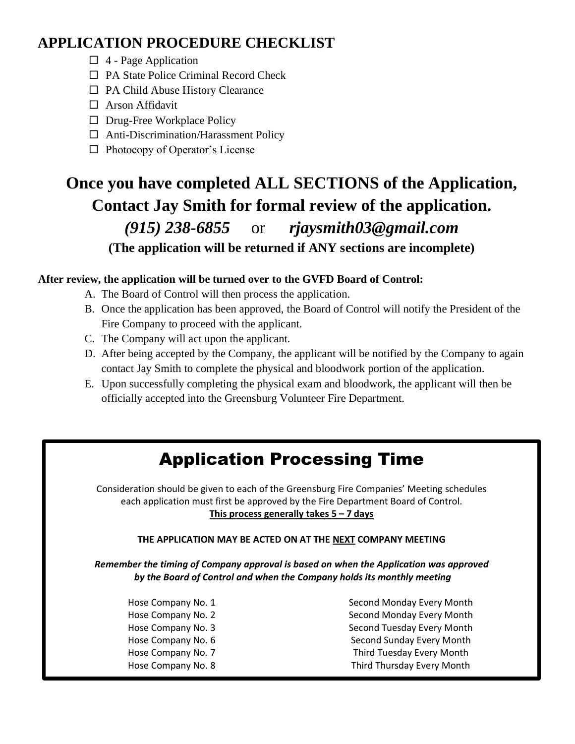## APPLICATION PROCEDURE CHECKLIST

- ☐ 4 - Page Application
- ☐ PA State Police Criminal Record Check
- ☐ PA Child Abuse History Clearance
- ☐ Arson Affidavit
- ☐ Drug-Free Workplace Policy
- ☐ Anti-Discrimination/Harassment Policy
- ☐ Photocopy of Operator's License

# Once you have completed ALL SECTIONS of the Application, Contact Jay Smith for formal review of the application.

***(915) 238-6855*** or ***rjaysmith03@gmail.com***

**(The application will be returned if ANY sections are incomplete)**

**After review, the application will be turned over to the GVFD Board of Control:**

A. The Board of Control will then process the application.
B. Once the application has been approved, the Board of Control will notify the President of the Fire Company to proceed with the applicant.
C. The Company will act upon the applicant.
D. After being accepted by the Company, the applicant will be notified by the Company to again contact Jay Smith to complete the physical and bloodwork portion of the application.
E. Upon successfully completing the physical exam and bloodwork, the applicant will then be officially accepted into the Greensburg Volunteer Fire Department.

## Application Processing Time

Consideration should be given to each of the Greensburg Fire Companies' Meeting schedules each application must first be approved by the Fire Department Board of Control.
**This process generally takes 5 – 7 days**

**THE APPLICATION MAY BE ACTED ON AT THE NEXT COMPANY MEETING**

***Remember the timing of Company approval is based on when the Application was approved by the Board of Control and when the Company holds its monthly meeting***

| | |
|---|---|
| Hose Company No. 1 | Second Monday Every Month |
| Hose Company No. 2 | Second Monday Every Month |
| Hose Company No. 3 | Second Tuesday Every Month |
| Hose Company No. 6 | Second Sunday Every Month |
| Hose Company No. 7 | Third Tuesday Every Month |
| Hose Company No. 8 | Third Thursday Every Month |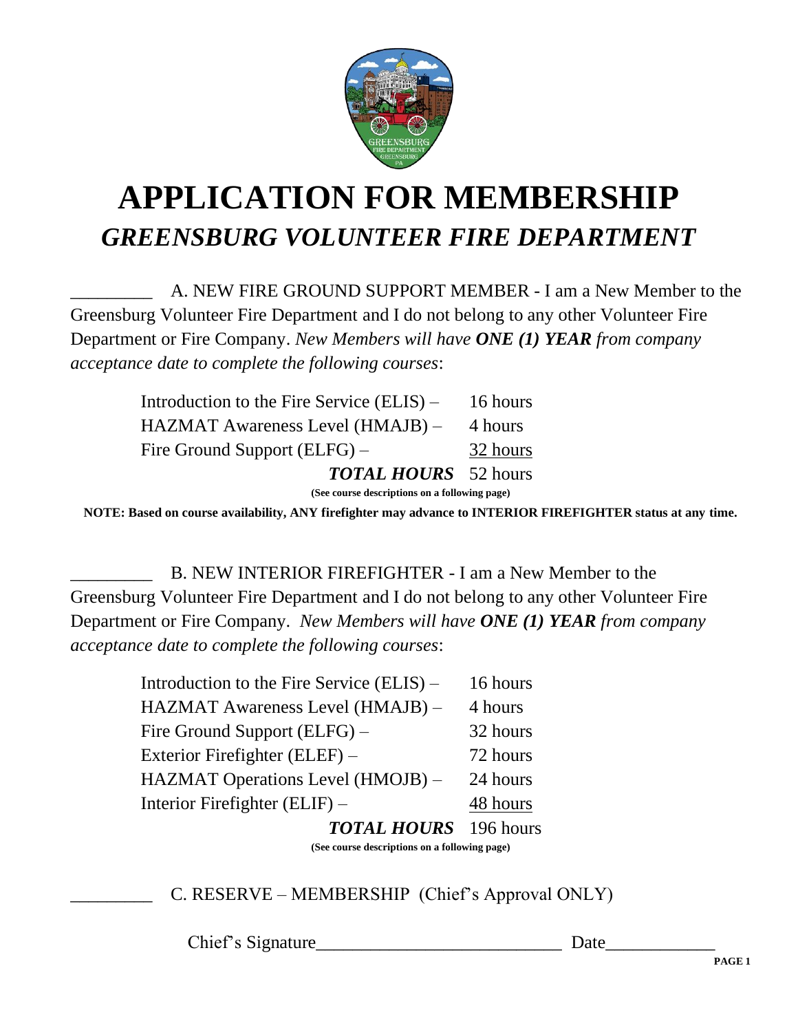# APPLICATION FOR MEMBERSHIP

## *GREENSBURG VOLUNTEER FIRE DEPARTMENT*

_________ A. NEW FIRE GROUND SUPPORT MEMBER - I am a New Member to the Greensburg Volunteer Fire Department and I do not belong to any other Volunteer Fire Department or Fire Company. *New Members will have **ONE (1) YEAR** from company acceptance date to complete the following courses*:

| Course | Hours |
|---|---|
| Introduction to the Fire Service (ELIS) – | 16 hours |
| HAZMAT Awareness Level (HMAJB) – | 4 hours |
| Fire Ground Support (ELFG) – | 32 hours |
| ***TOTAL HOURS*** | 52 hours |

**(See course descriptions on a following page)**

**NOTE: Based on course availability, ANY firefighter may advance to INTERIOR FIREFIGHTER status at any time.**

_________ B. NEW INTERIOR FIREFIGHTER - I am a New Member to the Greensburg Volunteer Fire Department and I do not belong to any other Volunteer Fire Department or Fire Company. *New Members will have **ONE (1) YEAR** from company acceptance date to complete the following courses*:

| Course | Hours |
|---|---|
| Introduction to the Fire Service (ELIS) – | 16 hours |
| HAZMAT Awareness Level (HMAJB) – | 4 hours |
| Fire Ground Support (ELFG) – | 32 hours |
| Exterior Firefighter (ELEF) – | 72 hours |
| HAZMAT Operations Level (HMOJB) – | 24 hours |
| Interior Firefighter (ELIF) – | 48 hours |
| ***TOTAL HOURS*** | 196 hours |

**(See course descriptions on a following page)**

_________ C. RESERVE – MEMBERSHIP (Chief's Approval ONLY)

Chief's Signature___________________________ Date____________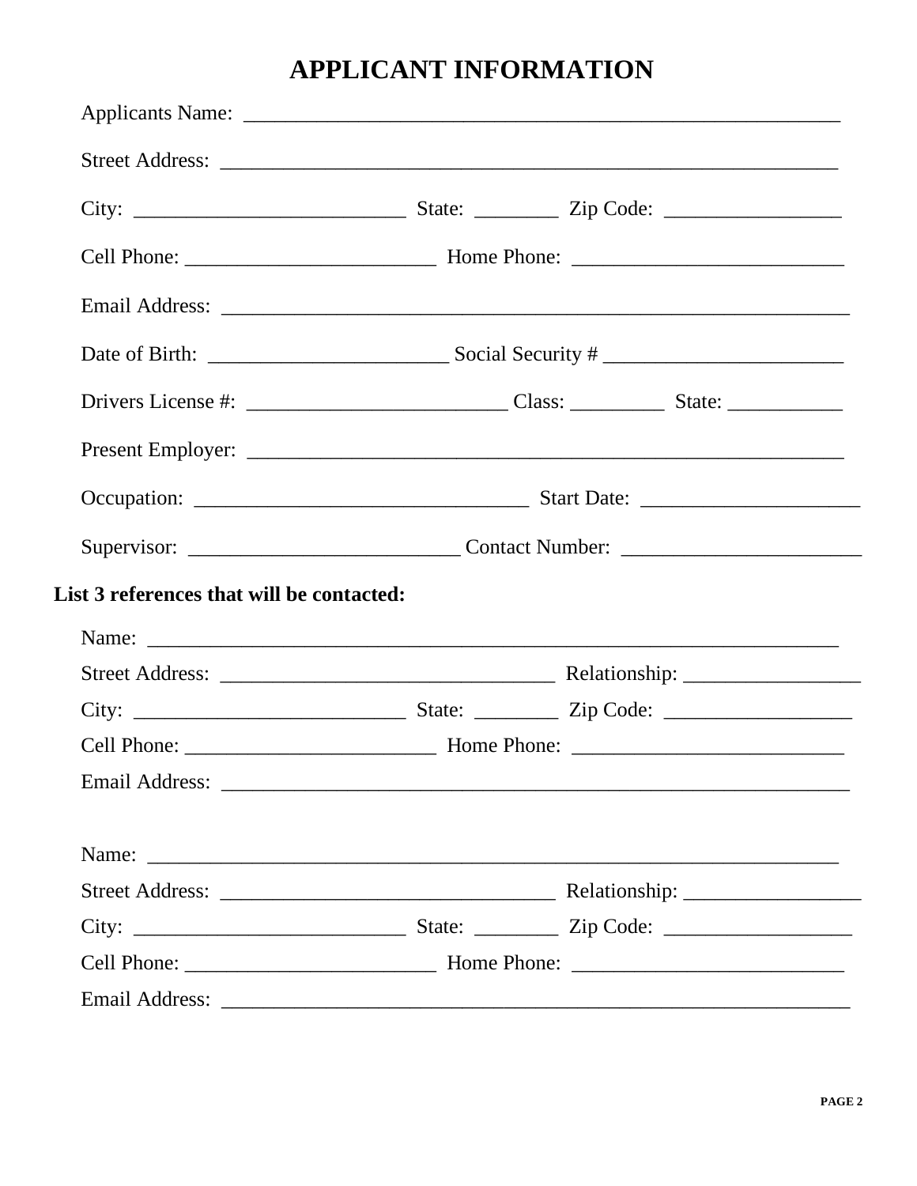# APPLICANT INFORMATION

Applicants Name: ___________________________________________________________

Street Address: _____________________________________________________________

City: __________________________ State: ________ Zip Code: _________________

Cell Phone: ________________________ Home Phone: __________________________

Email Address: ______________________________________________________________

Date of Birth: _______________________ Social Security # _______________________

Drivers License #: _________________________ Class: _________ State: ___________

Present Employer: ___________________________________________________________

Occupation: ________________________________ Start Date: _____________________

Supervisor: __________________________ Contact Number: _______________________

**List 3 references that will be contacted:**

Name: ___________________________________________________________________

Street Address: ________________________________ Relationship: _________________

City: __________________________ State: ________ Zip Code: __________________

Cell Phone: ________________________ Home Phone: __________________________

Email Address: ______________________________________________________________

Name: ___________________________________________________________________

Street Address: ________________________________ Relationship: _________________

City: __________________________ State: ________ Zip Code: __________________

Cell Phone: ________________________ Home Phone: __________________________

Email Address: ______________________________________________________________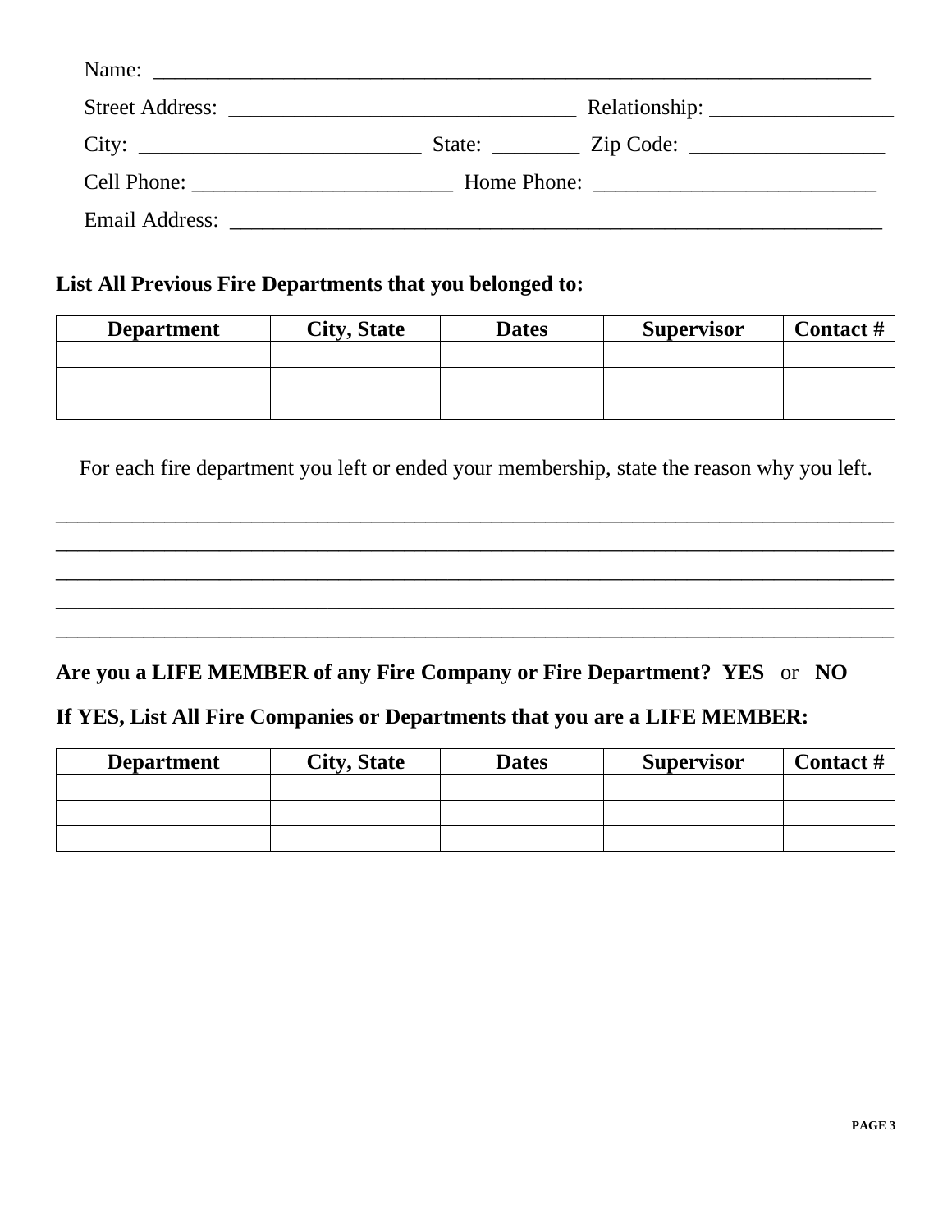Name: ______________________________________________________________________

Street Address: _________________________________ Relationship: _________________

City: ___________________________ State: ________ Zip Code: __________________

Cell Phone: ________________________ Home Phone: __________________________

Email Address: ______________________________________________________________

**List All Previous Fire Departments that you belonged to:**

| Department | City, State | Dates | Supervisor | Contact # |
|---|---|---|---|---|
| | | | | |
| | | | | |
| | | | | |

For each fire department you left or ended your membership, state the reason why you left.

_______________________________________________________________________________
_______________________________________________________________________________
_______________________________________________________________________________
_______________________________________________________________________________
_______________________________________________________________________________

**Are you a LIFE MEMBER of any Fire Company or Fire Department? YES** or **NO**

**If YES, List All Fire Companies or Departments that you are a LIFE MEMBER:**

| Department | City, State | Dates | Supervisor | Contact # |
|---|---|---|---|---|
| | | | | |
| | | | | |
| | | | | |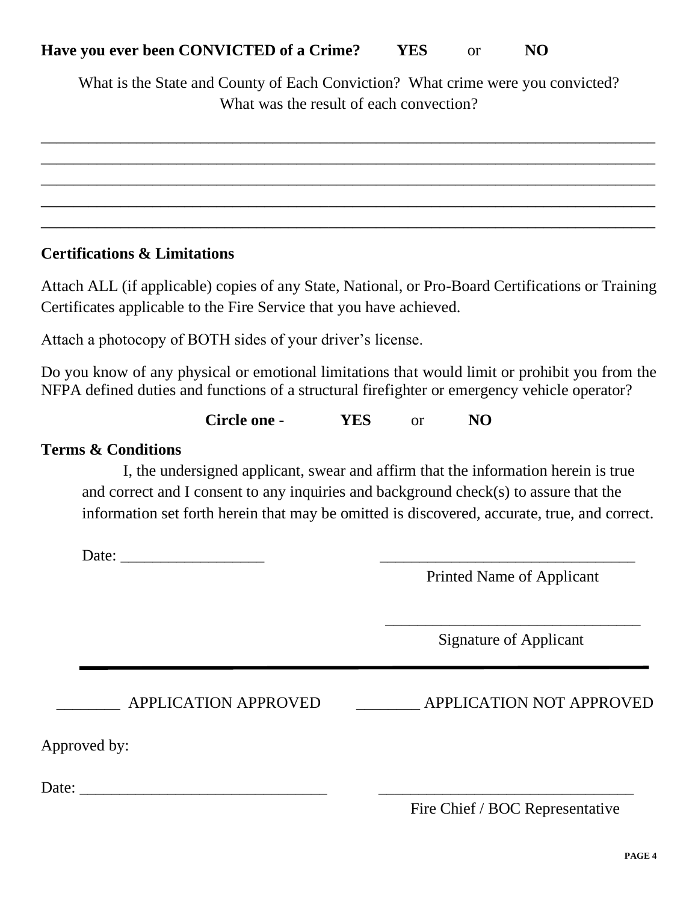**Have you ever been CONVICTED of a Crime?** **YES** or **NO**

What is the State and County of Each Conviction? What crime were you convicted? What was the result of each convection?

\_\_\_\_\_\_\_\_\_\_\_\_\_\_\_\_\_\_\_\_\_\_\_\_\_\_\_\_\_\_\_\_\_\_\_\_\_\_\_\_\_\_\_\_\_\_\_\_\_\_\_\_\_\_\_\_\_\_\_\_\_\_\_\_\_\_\_\_\_\_\_\_\_\_\_\_

\_\_\_\_\_\_\_\_\_\_\_\_\_\_\_\_\_\_\_\_\_\_\_\_\_\_\_\_\_\_\_\_\_\_\_\_\_\_\_\_\_\_\_\_\_\_\_\_\_\_\_\_\_\_\_\_\_\_\_\_\_\_\_\_\_\_\_\_\_\_\_\_\_\_\_\_

\_\_\_\_\_\_\_\_\_\_\_\_\_\_\_\_\_\_\_\_\_\_\_\_\_\_\_\_\_\_\_\_\_\_\_\_\_\_\_\_\_\_\_\_\_\_\_\_\_\_\_\_\_\_\_\_\_\_\_\_\_\_\_\_\_\_\_\_\_\_\_\_\_\_\_\_

\_\_\_\_\_\_\_\_\_\_\_\_\_\_\_\_\_\_\_\_\_\_\_\_\_\_\_\_\_\_\_\_\_\_\_\_\_\_\_\_\_\_\_\_\_\_\_\_\_\_\_\_\_\_\_\_\_\_\_\_\_\_\_\_\_\_\_\_\_\_\_\_\_\_\_\_

\_\_\_\_\_\_\_\_\_\_\_\_\_\_\_\_\_\_\_\_\_\_\_\_\_\_\_\_\_\_\_\_\_\_\_\_\_\_\_\_\_\_\_\_\_\_\_\_\_\_\_\_\_\_\_\_\_\_\_\_\_\_\_\_\_\_\_\_\_\_\_\_\_\_\_\_

**Certifications & Limitations**

Attach ALL (if applicable) copies of any State, National, or Pro-Board Certifications or Training Certificates applicable to the Fire Service that you have achieved.

Attach a photocopy of BOTH sides of your driver's license.

Do you know of any physical or emotional limitations that would limit or prohibit you from the NFPA defined duties and functions of a structural firefighter or emergency vehicle operator?

**Circle one -** **YES** or **NO**

**Terms & Conditions**

I, the undersigned applicant, swear and affirm that the information herein is true and correct and I consent to any inquiries and background check(s) to assure that the information set forth herein that may be omitted is discovered, accurate, true, and correct.

Date: \_\_\_\_\_\_\_\_\_\_\_\_\_\_\_\_\_\_ \_\_\_\_\_\_\_\_\_\_\_\_\_\_\_\_\_\_\_\_\_\_\_\_\_\_\_\_\_\_\_\_\_

Printed Name of Applicant

\_\_\_\_\_\_\_\_\_\_\_\_\_\_\_\_\_\_\_\_\_\_\_\_\_\_\_\_\_\_\_\_\_

Signature of Applicant

---

\_\_\_\_\_\_\_\_ APPLICATION APPROVED \_\_\_\_\_\_\_\_ APPLICATION NOT APPROVED

Approved by:

Date: \_\_\_\_\_\_\_\_\_\_\_\_\_\_\_\_\_\_\_\_\_\_\_\_\_\_\_\_\_\_\_\_ \_\_\_\_\_\_\_\_\_\_\_\_\_\_\_\_\_\_\_\_\_\_\_\_\_\_\_\_\_\_\_\_\_

Fire Chief / BOC Representative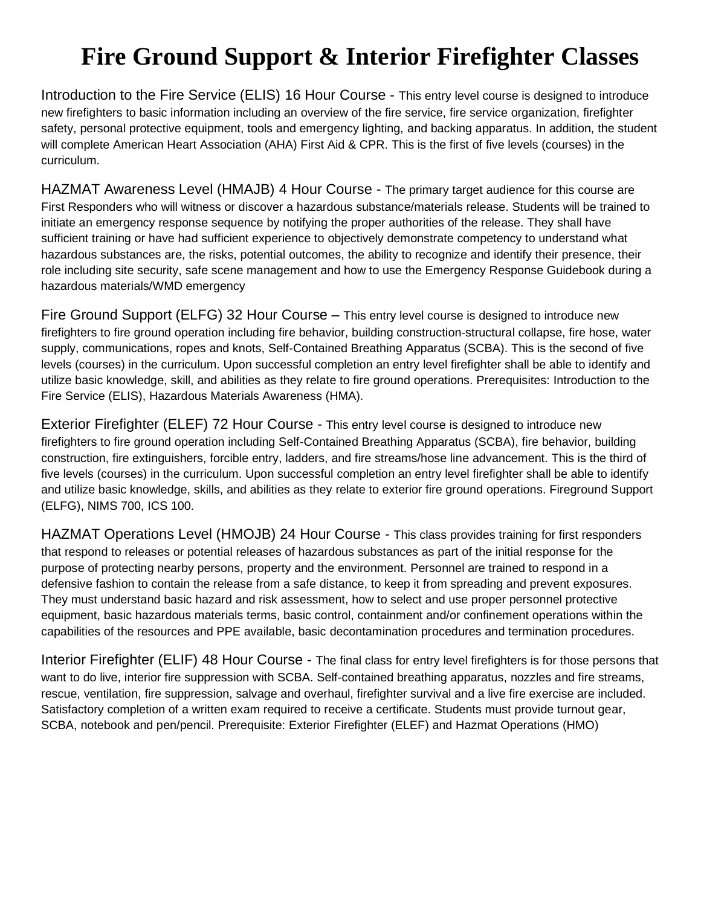# Fire Ground Support & Interior Firefighter Classes

Introduction to the Fire Service (ELIS) 16 Hour Course - This entry level course is designed to introduce new firefighters to basic information including an overview of the fire service, fire service organization, firefighter safety, personal protective equipment, tools and emergency lighting, and backing apparatus. In addition, the student will complete American Heart Association (AHA) First Aid & CPR. This is the first of five levels (courses) in the curriculum.

HAZMAT Awareness Level (HMAJB) 4 Hour Course - The primary target audience for this course are First Responders who will witness or discover a hazardous substance/materials release. Students will be trained to initiate an emergency response sequence by notifying the proper authorities of the release. They shall have sufficient training or have had sufficient experience to objectively demonstrate competency to understand what hazardous substances are, the risks, potential outcomes, the ability to recognize and identify their presence, their role including site security, safe scene management and how to use the Emergency Response Guidebook during a hazardous materials/WMD emergency

Fire Ground Support (ELFG) 32 Hour Course – This entry level course is designed to introduce new firefighters to fire ground operation including fire behavior, building construction-structural collapse, fire hose, water supply, communications, ropes and knots, Self-Contained Breathing Apparatus (SCBA). This is the second of five levels (courses) in the curriculum. Upon successful completion an entry level firefighter shall be able to identify and utilize basic knowledge, skill, and abilities as they relate to fire ground operations. Prerequisites: Introduction to the Fire Service (ELIS), Hazardous Materials Awareness (HMA).

Exterior Firefighter (ELEF) 72 Hour Course - This entry level course is designed to introduce new firefighters to fire ground operation including Self-Contained Breathing Apparatus (SCBA), fire behavior, building construction, fire extinguishers, forcible entry, ladders, and fire streams/hose line advancement. This is the third of five levels (courses) in the curriculum. Upon successful completion an entry level firefighter shall be able to identify and utilize basic knowledge, skills, and abilities as they relate to exterior fire ground operations. Fireground Support (ELFG), NIMS 700, ICS 100.

HAZMAT Operations Level (HMOJB) 24 Hour Course - This class provides training for first responders that respond to releases or potential releases of hazardous substances as part of the initial response for the purpose of protecting nearby persons, property and the environment. Personnel are trained to respond in a defensive fashion to contain the release from a safe distance, to keep it from spreading and prevent exposures. They must understand basic hazard and risk assessment, how to select and use proper personnel protective equipment, basic hazardous materials terms, basic control, containment and/or confinement operations within the capabilities of the resources and PPE available, basic decontamination procedures and termination procedures.

Interior Firefighter (ELIF) 48 Hour Course - The final class for entry level firefighters is for those persons that want to do live, interior fire suppression with SCBA. Self-contained breathing apparatus, nozzles and fire streams, rescue, ventilation, fire suppression, salvage and overhaul, firefighter survival and a live fire exercise are included. Satisfactory completion of a written exam required to receive a certificate. Students must provide turnout gear, SCBA, notebook and pen/pencil. Prerequisite: Exterior Firefighter (ELEF) and Hazmat Operations (HMO)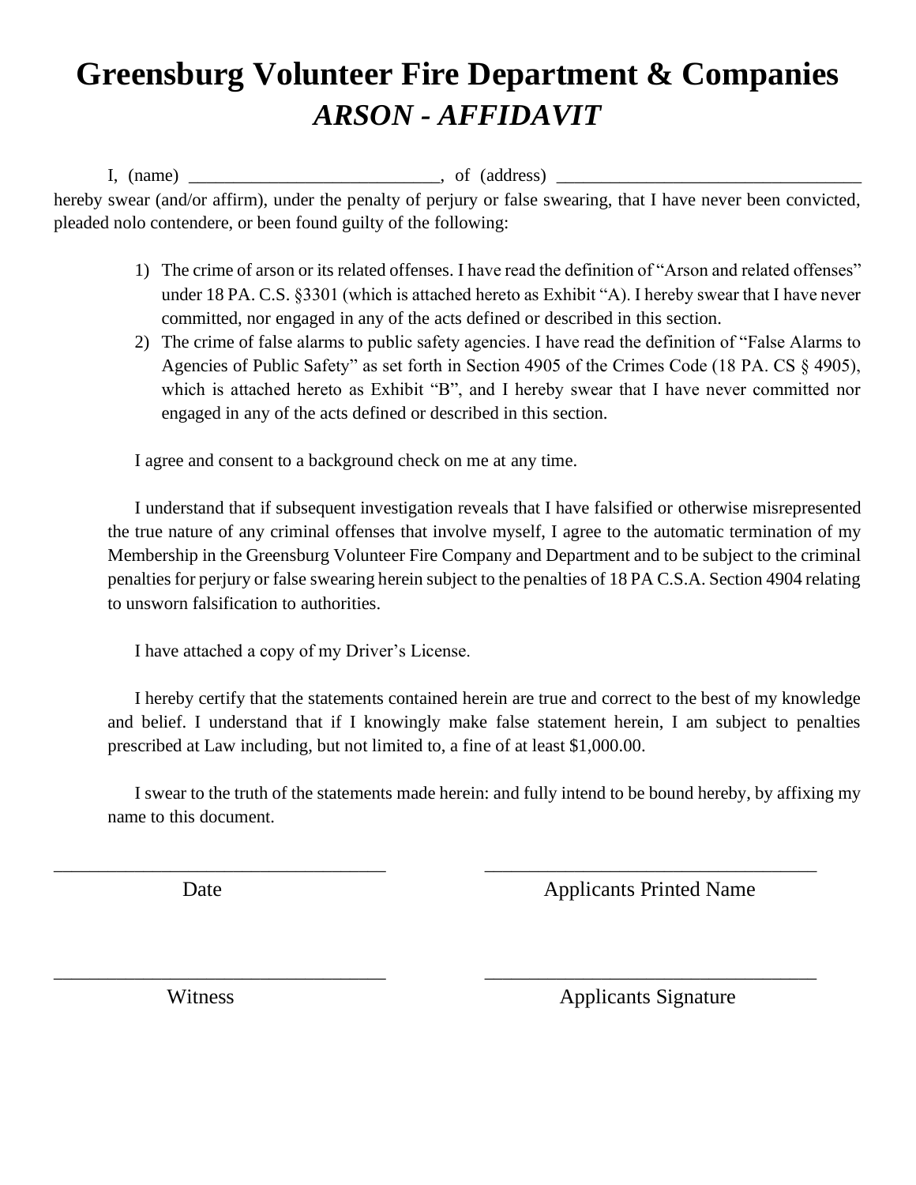# Greensburg Volunteer Fire Department & Companies

## *ARSON - AFFIDAVIT*

I, (name) ___________________________, of (address) _________________________________ hereby swear (and/or affirm), under the penalty of perjury or false swearing, that I have never been convicted, pleaded nolo contendere, or been found guilty of the following:

1) The crime of arson or its related offenses. I have read the definition of "Arson and related offenses" under 18 PA. C.S. §3301 (which is attached hereto as Exhibit "A). I hereby swear that I have never committed, nor engaged in any of the acts defined or described in this section.
2) The crime of false alarms to public safety agencies. I have read the definition of "False Alarms to Agencies of Public Safety" as set forth in Section 4905 of the Crimes Code (18 PA. CS § 4905), which is attached hereto as Exhibit "B", and I hereby swear that I have never committed nor engaged in any of the acts defined or described in this section.

I agree and consent to a background check on me at any time.

I understand that if subsequent investigation reveals that I have falsified or otherwise misrepresented the true nature of any criminal offenses that involve myself, I agree to the automatic termination of my Membership in the Greensburg Volunteer Fire Company and Department and to be subject to the criminal penalties for perjury or false swearing herein subject to the penalties of 18 PA C.S.A. Section 4904 relating to unsworn falsification to authorities.

I have attached a copy of my Driver's License.

I hereby certify that the statements contained herein are true and correct to the best of my knowledge and belief. I understand that if I knowingly make false statement herein, I am subject to penalties prescribed at Law including, but not limited to, a fine of at least $1,000.00.

I swear to the truth of the statements made herein: and fully intend to be bound hereby, by affixing my name to this document.

_________________________________ Date

_________________________________ Applicants Printed Name

_________________________________ Witness

_________________________________ Applicants Signature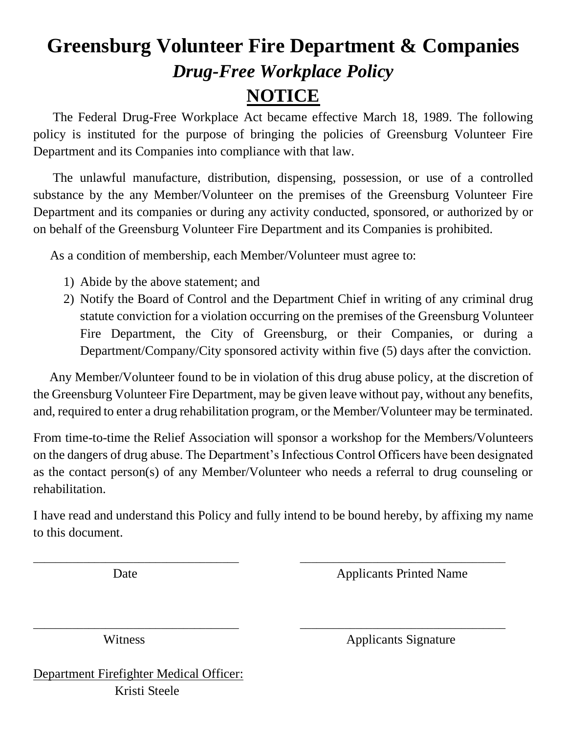# Greensburg Volunteer Fire Department & Companies

## *Drug-Free Workplace Policy*

## <u>NOTICE</u>

The Federal Drug-Free Workplace Act became effective March 18, 1989. The following policy is instituted for the purpose of bringing the policies of Greensburg Volunteer Fire Department and its Companies into compliance with that law.

The unlawful manufacture, distribution, dispensing, possession, or use of a controlled substance by the any Member/Volunteer on the premises of the Greensburg Volunteer Fire Department and its companies or during any activity conducted, sponsored, or authorized by or on behalf of the Greensburg Volunteer Fire Department and its Companies is prohibited.

As a condition of membership, each Member/Volunteer must agree to:

1) Abide by the above statement; and
2) Notify the Board of Control and the Department Chief in writing of any criminal drug statute conviction for a violation occurring on the premises of the Greensburg Volunteer Fire Department, the City of Greensburg, or their Companies, or during a Department/Company/City sponsored activity within five (5) days after the conviction.

Any Member/Volunteer found to be in violation of this drug abuse policy, at the discretion of the Greensburg Volunteer Fire Department, may be given leave without pay, without any benefits, and, required to enter a drug rehabilitation program, or the Member/Volunteer may be terminated.

From time-to-time the Relief Association will sponsor a workshop for the Members/Volunteers on the dangers of drug abuse. The Department's Infectious Control Officers have been designated as the contact person(s) of any Member/Volunteer who needs a referral to drug counseling or rehabilitation.

I have read and understand this Policy and fully intend to be bound hereby, by affixing my name to this document.

_________________________________ Date

_________________________________ Applicants Printed Name

_________________________________ Witness

_________________________________ Applicants Signature

<u>Department Firefighter Medical Officer:</u>

Kristi Steele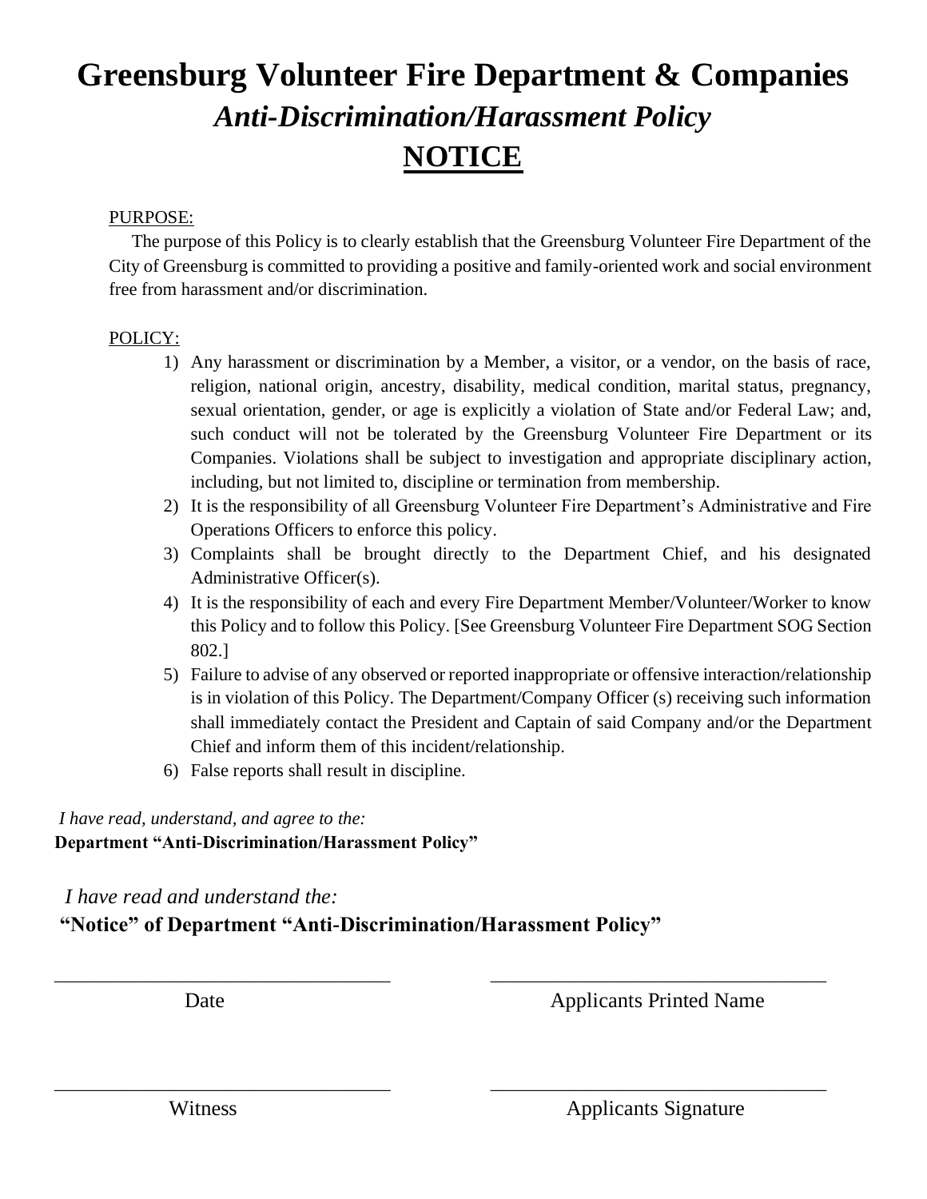# Greensburg Volunteer Fire Department & Companies

## *Anti-Discrimination/Harassment Policy*

## NOTICE

PURPOSE:

The purpose of this Policy is to clearly establish that the Greensburg Volunteer Fire Department of the City of Greensburg is committed to providing a positive and family-oriented work and social environment free from harassment and/or discrimination.

POLICY:

1) Any harassment or discrimination by a Member, a visitor, or a vendor, on the basis of race, religion, national origin, ancestry, disability, medical condition, marital status, pregnancy, sexual orientation, gender, or age is explicitly a violation of State and/or Federal Law; and, such conduct will not be tolerated by the Greensburg Volunteer Fire Department or its Companies. Violations shall be subject to investigation and appropriate disciplinary action, including, but not limited to, discipline or termination from membership.
2) It is the responsibility of all Greensburg Volunteer Fire Department's Administrative and Fire Operations Officers to enforce this policy.
3) Complaints shall be brought directly to the Department Chief, and his designated Administrative Officer(s).
4) It is the responsibility of each and every Fire Department Member/Volunteer/Worker to know this Policy and to follow this Policy. [See Greensburg Volunteer Fire Department SOG Section 802.]
5) Failure to advise of any observed or reported inappropriate or offensive interaction/relationship is in violation of this Policy. The Department/Company Officer (s) receiving such information shall immediately contact the President and Captain of said Company and/or the Department Chief and inform them of this incident/relationship.
6) False reports shall result in discipline.

*I have read, understand, and agree to the:*
**Department "Anti-Discrimination/Harassment Policy"**

*I have read and understand the:*
**"Notice" of Department "Anti-Discrimination/Harassment Policy"**

\_\_\_\_\_\_\_\_\_\_\_\_\_\_\_\_\_\_\_\_\_\_\_\_\_\_\_\_\_\_\_\_ Date

\_\_\_\_\_\_\_\_\_\_\_\_\_\_\_\_\_\_\_\_\_\_\_\_\_\_\_\_\_\_\_\_ Applicants Printed Name

\_\_\_\_\_\_\_\_\_\_\_\_\_\_\_\_\_\_\_\_\_\_\_\_\_\_\_\_\_\_\_\_ Witness

\_\_\_\_\_\_\_\_\_\_\_\_\_\_\_\_\_\_\_\_\_\_\_\_\_\_\_\_\_\_\_\_ Applicants Signature